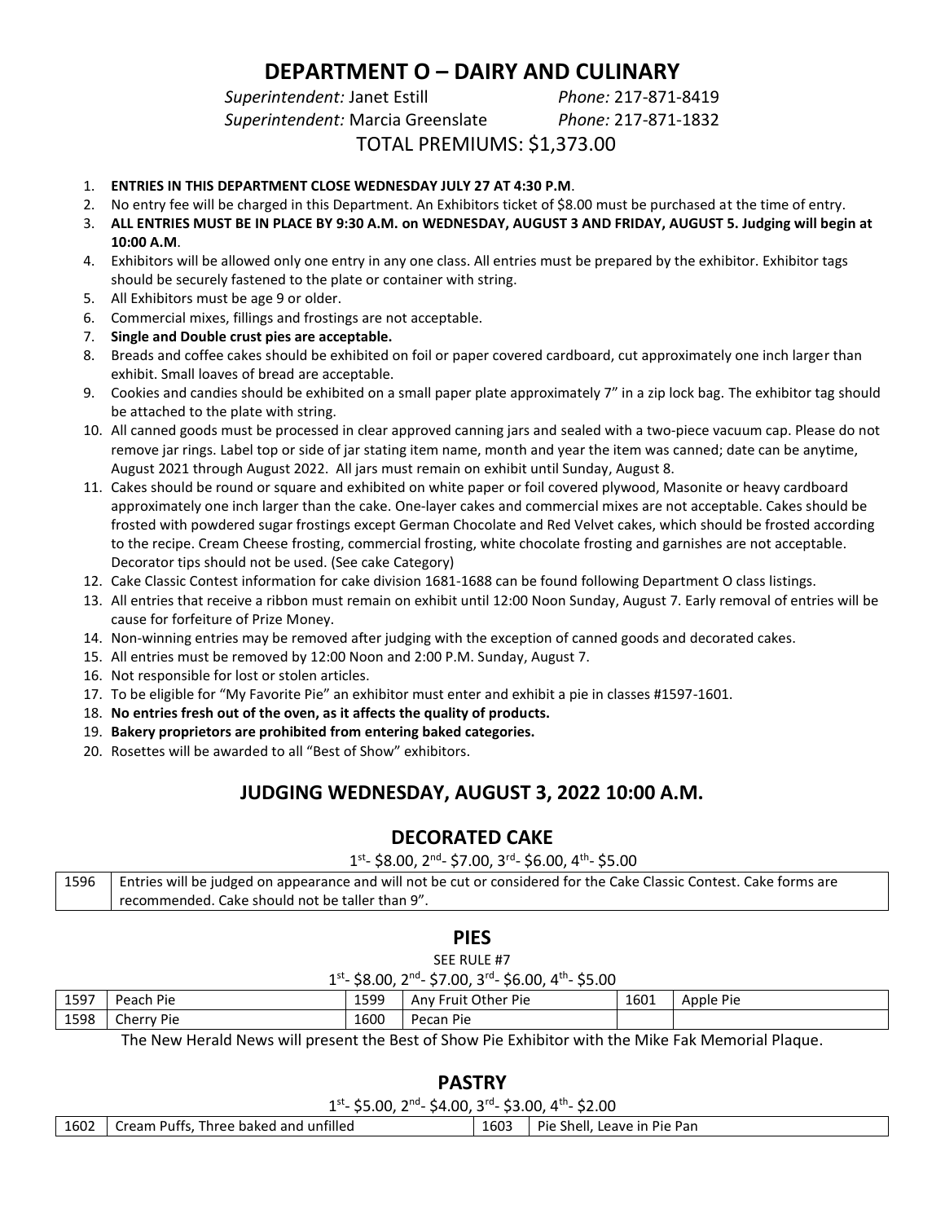# DEPARTMENT O – DAIRY AND CULINARY

*Superintendent:* Janet Estill *Phone:* 217-871-8419
*Superintendent:* Marcia Greenslate *Phone:* 217-871-1832

TOTAL PREMIUMS: $1,373.00

1. **ENTRIES IN THIS DEPARTMENT CLOSE WEDNESDAY JULY 27 AT 4:30 P.M**.
2. No entry fee will be charged in this Department. An Exhibitors ticket of $8.00 must be purchased at the time of entry.
3. **ALL ENTRIES MUST BE IN PLACE BY 9:30 A.M. on WEDNESDAY, AUGUST 3 AND FRIDAY, AUGUST 5. Judging will begin at 10:00 A.M**.
4. Exhibitors will be allowed only one entry in any one class. All entries must be prepared by the exhibitor. Exhibitor tags should be securely fastened to the plate or container with string.
5. All Exhibitors must be age 9 or older.
6. Commercial mixes, fillings and frostings are not acceptable.
7. **Single and Double crust pies are acceptable.**
8. Breads and coffee cakes should be exhibited on foil or paper covered cardboard, cut approximately one inch larger than exhibit. Small loaves of bread are acceptable.
9. Cookies and candies should be exhibited on a small paper plate approximately 7" in a zip lock bag. The exhibitor tag should be attached to the plate with string.
10. All canned goods must be processed in clear approved canning jars and sealed with a two-piece vacuum cap. Please do not remove jar rings. Label top or side of jar stating item name, month and year the item was canned; date can be anytime, August 2021 through August 2022. All jars must remain on exhibit until Sunday, August 8.
11. Cakes should be round or square and exhibited on white paper or foil covered plywood, Masonite or heavy cardboard approximately one inch larger than the cake. One-layer cakes and commercial mixes are not acceptable. Cakes should be frosted with powdered sugar frostings except German Chocolate and Red Velvet cakes, which should be frosted according to the recipe. Cream Cheese frosting, commercial frosting, white chocolate frosting and garnishes are not acceptable. Decorator tips should not be used. (See cake Category)
12. Cake Classic Contest information for cake division 1681-1688 can be found following Department O class listings.
13. All entries that receive a ribbon must remain on exhibit until 12:00 Noon Sunday, August 7. Early removal of entries will be cause for forfeiture of Prize Money.
14. Non-winning entries may be removed after judging with the exception of canned goods and decorated cakes.
15. All entries must be removed by 12:00 Noon and 2:00 P.M. Sunday, August 7.
16. Not responsible for lost or stolen articles.
17. To be eligible for "My Favorite Pie" an exhibitor must enter and exhibit a pie in classes #1597-1601.
18. **No entries fresh out of the oven, as it affects the quality of products.**
19. **Bakery proprietors are prohibited from entering baked categories.**
20. Rosettes will be awarded to all "Best of Show" exhibitors.

## JUDGING WEDNESDAY, AUGUST 3, 2022 10:00 A.M.

### DECORATED CAKE

1st- $8.00, 2nd- $7.00, 3rd- $6.00, 4th- $5.00

| | |
|---|---|
| 1596 | Entries will be judged on appearance and will not be cut or considered for the Cake Classic Contest. Cake forms are recommended. Cake should not be taller than 9". |

### PIES

SEE RULE #7

1st- $8.00, 2nd- $7.00, 3rd- $6.00, 4th- $5.00

| | | | | | |
|---|---|---|---|---|---|
| 1597 | Peach Pie | 1599 | Any Fruit Other Pie | 1601 | Apple Pie |
| 1598 | Cherry Pie | 1600 | Pecan Pie | | |

The New Herald News will present the Best of Show Pie Exhibitor with the Mike Fak Memorial Plaque.

### PASTRY

1st- $5.00, 2nd- $4.00, 3rd- $3.00, 4th- $2.00

| | | | |
|---|---|---|---|
| 1602 | Cream Puffs, Three baked and unfilled | 1603 | Pie Shell, Leave in Pie Pan |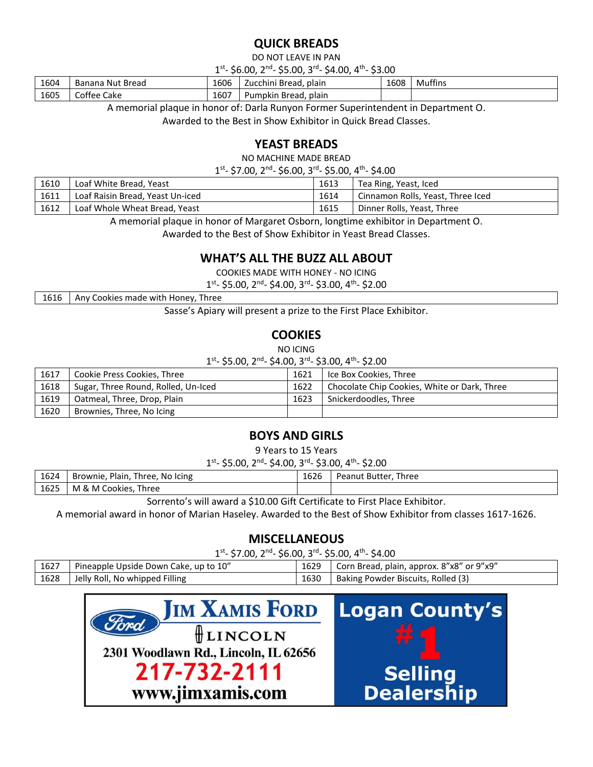## QUICK BREADS

DO NOT LEAVE IN PAN

1st- $6.00, 2nd- $5.00, 3rd- $4.00, 4th- $3.00

| | | | | | |
|---|---|---|---|---|---|
| 1604 | Banana Nut Bread | 1606 | Zucchini Bread, plain | 1608 | Muffins |
| 1605 | Coffee Cake | 1607 | Pumpkin Bread, plain | | |

A memorial plaque in honor of: Darla Runyon Former Superintendent in Department O.

Awarded to the Best in Show Exhibitor in Quick Bread Classes.

## YEAST BREADS

NO MACHINE MADE BREAD

1st- $7.00, 2nd- $6.00, 3rd- $5.00, 4th- $4.00

| | | | |
|---|---|---|---|
| 1610 | Loaf White Bread, Yeast | 1613 | Tea Ring, Yeast, Iced |
| 1611 | Loaf Raisin Bread, Yeast Un-iced | 1614 | Cinnamon Rolls, Yeast, Three Iced |
| 1612 | Loaf Whole Wheat Bread, Yeast | 1615 | Dinner Rolls, Yeast, Three |

A memorial plaque in honor of Margaret Osborn, longtime exhibitor in Department O.

Awarded to the Best of Show Exhibitor in Yeast Bread Classes.

## WHAT'S ALL THE BUZZ ALL ABOUT

COOKIES MADE WITH HONEY - NO ICING

1st- $5.00, 2nd- $4.00, 3rd- $3.00, 4th- $2.00

| | |
|---|---|
| 1616 | Any Cookies made with Honey, Three |

Sasse's Apiary will present a prize to the First Place Exhibitor.

## COOKIES

NO ICING

1st- $5.00, 2nd- $4.00, 3rd- $3.00, 4th- $2.00

| | | | |
|---|---|---|---|
| 1617 | Cookie Press Cookies, Three | 1621 | Ice Box Cookies, Three |
| 1618 | Sugar, Three Round, Rolled, Un-Iced | 1622 | Chocolate Chip Cookies, White or Dark, Three |
| 1619 | Oatmeal, Three, Drop, Plain | 1623 | Snickerdoodles, Three |
| 1620 | Brownies, Three, No Icing | | |

## BOYS AND GIRLS

9 Years to 15 Years

1st- $5.00, 2nd- $4.00, 3rd- $3.00, 4th- $2.00

| | | | |
|---|---|---|---|
| 1624 | Brownie, Plain, Three, No Icing | 1626 | Peanut Butter, Three |
| 1625 | M & M Cookies, Three | | |

Sorrento's will award a $10.00 Gift Certificate to First Place Exhibitor.

A memorial award in honor of Marian Haseley. Awarded to the Best of Show Exhibitor from classes 1617-1626.

## MISCELLANEOUS

1st- $7.00, 2nd- $6.00, 3rd- $5.00, 4th- $4.00

| | | | |
|---|---|---|---|
| 1627 | Pineapple Upside Down Cake, up to 10" | 1629 | Corn Bread, plain, approx. 8"x8" or 9"x9" |
| 1628 | Jelly Roll, No whipped Filling | 1630 | Baking Powder Biscuits, Rolled (3) |

JIM XAMIS FORD LINCOLN
2301 Woodlawn Rd., Lincoln, IL 62656
217-732-2111
www.jimxamis.com

Logan County's #1 Selling Dealership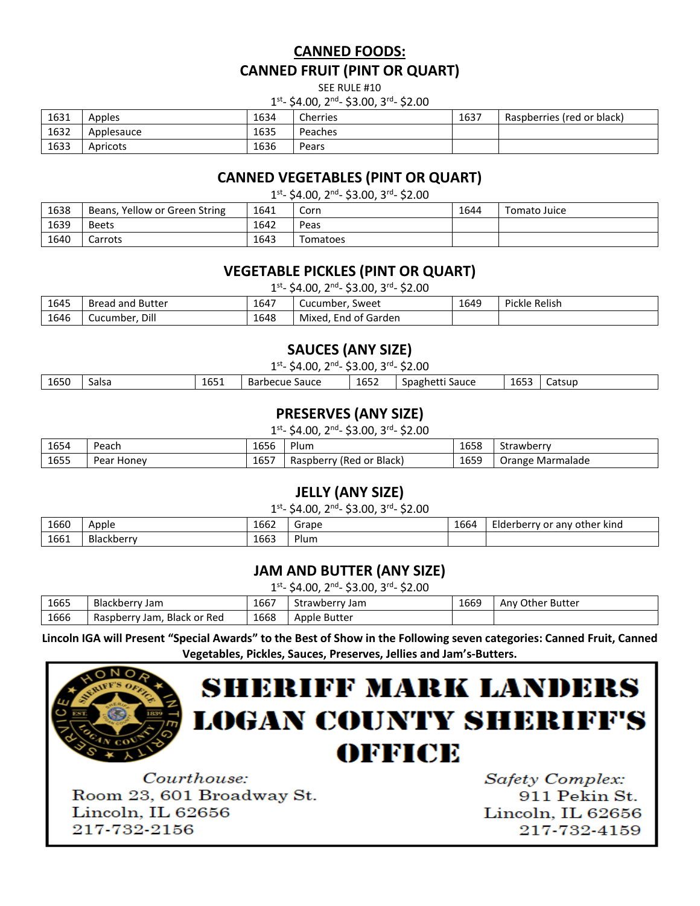# CANNED FOODS:

## CANNED FRUIT (PINT OR QUART)

SEE RULE #10

1st- $4.00, 2nd- $3.00, 3rd- $2.00

| | | | | | |
|---|---|---|---|---|---|
| 1631 | Apples | 1634 | Cherries | 1637 | Raspberries (red or black) |
| 1632 | Applesauce | 1635 | Peaches | | |
| 1633 | Apricots | 1636 | Pears | | |

## CANNED VEGETABLES (PINT OR QUART)

1st- $4.00, 2nd- $3.00, 3rd- $2.00

| | | | | | |
|---|---|---|---|---|---|
| 1638 | Beans, Yellow or Green String | 1641 | Corn | 1644 | Tomato Juice |
| 1639 | Beets | 1642 | Peas | | |
| 1640 | Carrots | 1643 | Tomatoes | | |

## VEGETABLE PICKLES (PINT OR QUART)

1st- $4.00, 2nd- $3.00, 3rd- $2.00

| | | | | | |
|---|---|---|---|---|---|
| 1645 | Bread and Butter | 1647 | Cucumber, Sweet | 1649 | Pickle Relish |
| 1646 | Cucumber, Dill | 1648 | Mixed, End of Garden | | |

## SAUCES (ANY SIZE)

1st- $4.00, 2nd- $3.00, 3rd- $2.00

| | | | | | | | |
|---|---|---|---|---|---|---|---|
| 1650 | Salsa | 1651 | Barbecue Sauce | 1652 | Spaghetti Sauce | 1653 | Catsup |

## PRESERVES (ANY SIZE)

1st- $4.00, 2nd- $3.00, 3rd- $2.00

| | | | | | |
|---|---|---|---|---|---|
| 1654 | Peach | 1656 | Plum | 1658 | Strawberry |
| 1655 | Pear Honey | 1657 | Raspberry (Red or Black) | 1659 | Orange Marmalade |

## JELLY (ANY SIZE)

1st- $4.00, 2nd- $3.00, 3rd- $2.00

| | | | | | |
|---|---|---|---|---|---|
| 1660 | Apple | 1662 | Grape | 1664 | Elderberry or any other kind |
| 1661 | Blackberry | 1663 | Plum | | |

## JAM AND BUTTER (ANY SIZE)

1st- $4.00, 2nd- $3.00, 3rd- $2.00

| | | | | | |
|---|---|---|---|---|---|
| 1665 | Blackberry Jam | 1667 | Strawberry Jam | 1669 | Any Other Butter |
| 1666 | Raspberry Jam, Black or Red | 1668 | Apple Butter | | |

**Lincoln IGA will Present "Special Awards" to the Best of Show in the Following seven categories: Canned Fruit, Canned Vegetables, Pickles, Sauces, Preserves, Jellies and Jam's-Butters.**

**SHERIFF MARK LANDERS**
**LOGAN COUNTY SHERIFF'S OFFICE**

*Courthouse:*
Room 23, 601 Broadway St.
Lincoln, IL 62656
217-732-2156

*Safety Complex:*
911 Pekin St.
Lincoln, IL 62656
217-732-4159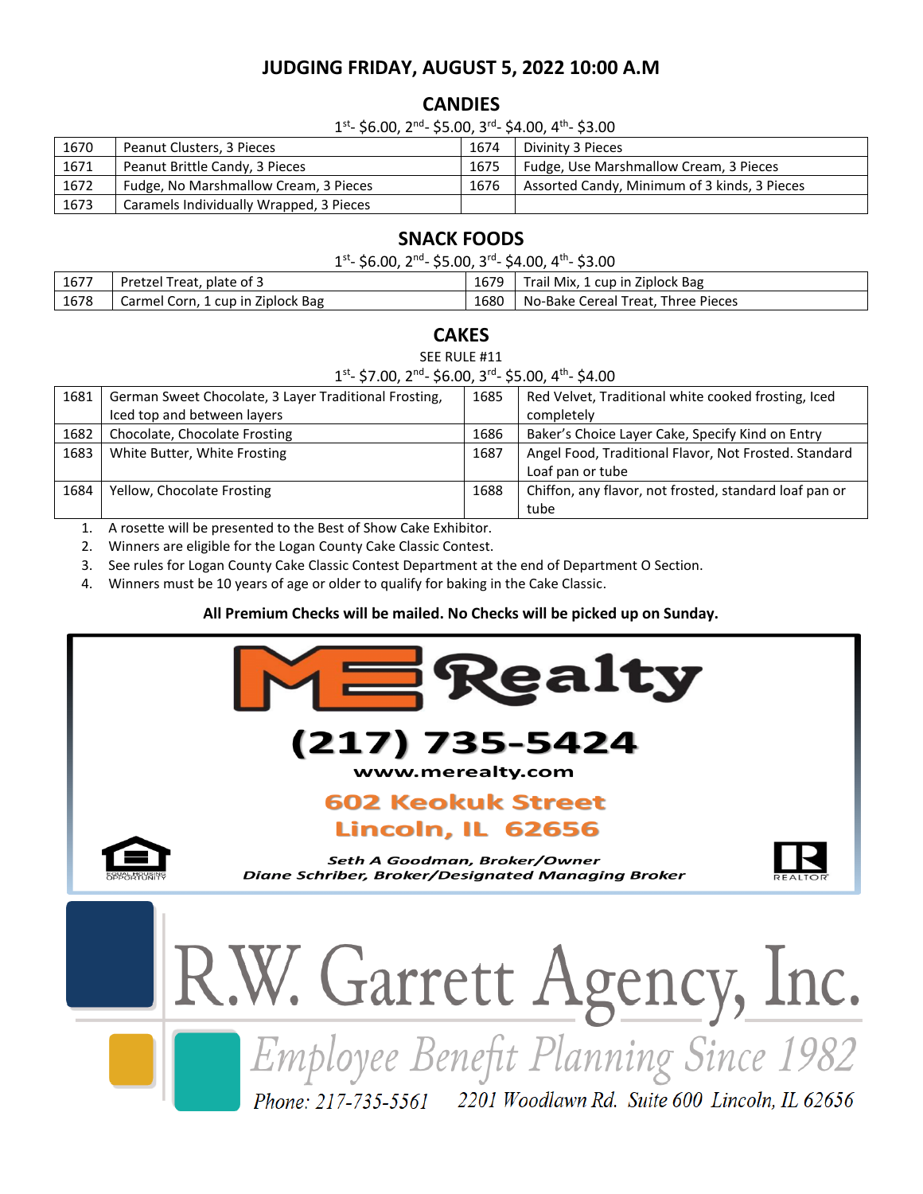## JUDGING FRIDAY, AUGUST 5, 2022 10:00 A.M

### CANDIES

1st- \$6.00, 2nd- \$5.00, 3rd- \$4.00, 4th- \$3.00

| | | | |
|---|---|---|---|
| 1670 | Peanut Clusters, 3 Pieces | 1674 | Divinity 3 Pieces |
| 1671 | Peanut Brittle Candy, 3 Pieces | 1675 | Fudge, Use Marshmallow Cream, 3 Pieces |
| 1672 | Fudge, No Marshmallow Cream, 3 Pieces | 1676 | Assorted Candy, Minimum of 3 kinds, 3 Pieces |
| 1673 | Caramels Individually Wrapped, 3 Pieces | | |

### SNACK FOODS

1st- \$6.00, 2nd- \$5.00, 3rd- \$4.00, 4th- \$3.00

| | | | |
|---|---|---|---|
| 1677 | Pretzel Treat, plate of 3 | 1679 | Trail Mix, 1 cup in Ziplock Bag |
| 1678 | Carmel Corn, 1 cup in Ziplock Bag | 1680 | No-Bake Cereal Treat, Three Pieces |

### CAKES

SEE RULE #11

1st- \$7.00, 2nd- \$6.00, 3rd- \$5.00, 4th- \$4.00

| | | | |
|---|---|---|---|
| 1681 | German Sweet Chocolate, 3 Layer Traditional Frosting, Iced top and between layers | 1685 | Red Velvet, Traditional white cooked frosting, Iced completely |
| 1682 | Chocolate, Chocolate Frosting | 1686 | Baker's Choice Layer Cake, Specify Kind on Entry |
| 1683 | White Butter, White Frosting | 1687 | Angel Food, Traditional Flavor, Not Frosted. Standard Loaf pan or tube |
| 1684 | Yellow, Chocolate Frosting | 1688 | Chiffon, any flavor, not frosted, standard loaf pan or tube |

1. A rosette will be presented to the Best of Show Cake Exhibitor.
2. Winners are eligible for the Logan County Cake Classic Contest.
3. See rules for Logan County Cake Classic Contest Department at the end of Department O Section.
4. Winners must be 10 years of age or older to qualify for baking in the Cake Classic.

**All Premium Checks will be mailed. No Checks will be picked up on Sunday.**

ME Realty

(217) 735-5424

www.merealty.com

602 Keokuk Street
Lincoln, IL 62656

*Seth A Goodman, Broker/Owner*
*Diane Schriber, Broker/Designated Managing Broker*

R.W. Garrett Agency, Inc.

*Employee Benefit Planning Since 1982*

*Phone: 217-735-5561 2201 Woodlawn Rd. Suite 600 Lincoln, IL 62656*